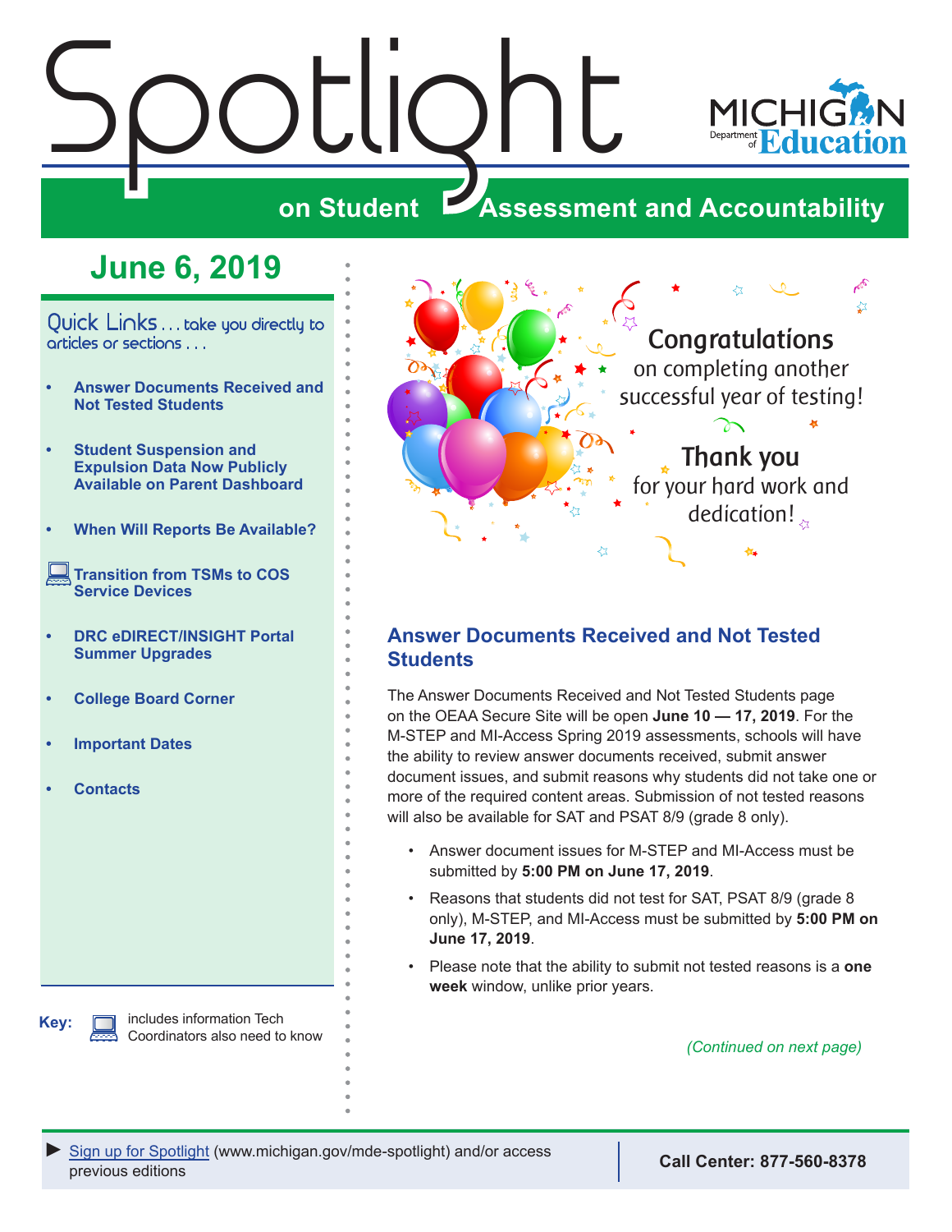# Spotlight

## on Student Assessment and Accountability

MICHIGAN Department of Education

## June 6, 2019

Quick Links . . . take you directly to articles or sections . . .

- Answer Documents Received and Not Tested Students
- Student Suspension and Expulsion Data Now Publicly Available on Parent Dashboard
- When Will Reports Be Available?
- Transition from TSMs to COS Service Devices
- DRC eDIRECT/INSIGHT Portal Summer Upgrades
- College Board Corner
- Important Dates
- Contacts

**Key:** includes information Tech Coordinators also need to know

Congratulations on completing another successful year of testing!

Thank you for your hard work and dedication!

## Answer Documents Received and Not Tested Students

The Answer Documents Received and Not Tested Students page on the OEAA Secure Site will be open **June 10 — 17, 2019**. For the M-STEP and MI-Access Spring 2019 assessments, schools will have the ability to review answer documents received, submit answer document issues, and submit reasons why students did not take one or more of the required content areas. Submission of not tested reasons will also be available for SAT and PSAT 8/9 (grade 8 only).

- Answer document issues for M-STEP and MI-Access must be submitted by **5:00 PM on June 17, 2019**.
- Reasons that students did not test for SAT, PSAT 8/9 (grade 8 only), M-STEP, and MI-Access must be submitted by **5:00 PM on June 17, 2019**.
- Please note that the ability to submit not tested reasons is a **one week** window, unlike prior years.

*(Continued on next page)*

► Sign up for Spotlight (www.michigan.gov/mde-spotlight) and/or access previous editions

**Call Center: 877-560-8378**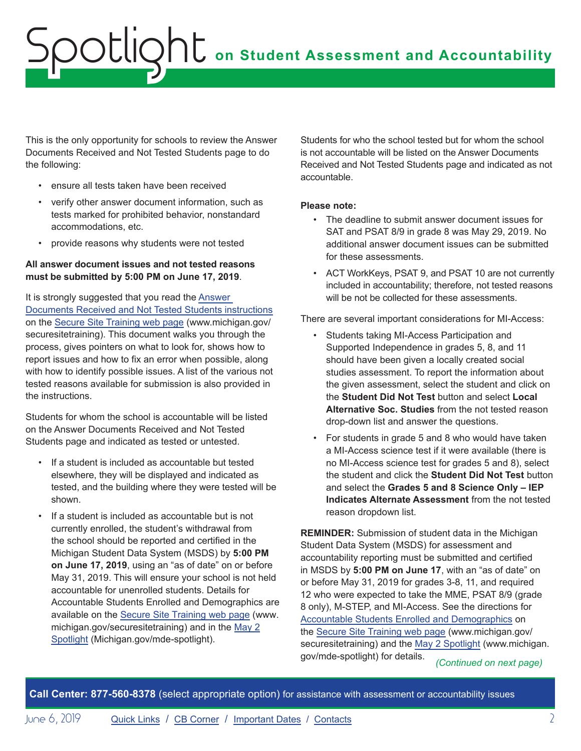This is the only opportunity for schools to review the Answer Documents Received and Not Tested Students page to do the following:

- ensure all tests taken have been received
- verify other answer document information, such as tests marked for prohibited behavior, nonstandard accommodations, etc.
- provide reasons why students were not tested

**All answer document issues and not tested reasons must be submitted by 5:00 PM on June 17, 2019**.

It is strongly suggested that you read the Answer Documents Received and Not Tested Students instructions on the Secure Site Training web page (www.michigan.gov/securesitetraining). This document walks you through the process, gives pointers on what to look for, shows how to report issues and how to fix an error when possible, along with how to identify possible issues. A list of the various not tested reasons available for submission is also provided in the instructions.

Students for whom the school is accountable will be listed on the Answer Documents Received and Not Tested Students page and indicated as tested or untested.

- If a student is included as accountable but tested elsewhere, they will be displayed and indicated as tested, and the building where they were tested will be shown.
- If a student is included as accountable but is not currently enrolled, the student's withdrawal from the school should be reported and certified in the Michigan Student Data System (MSDS) by **5:00 PM on June 17, 2019**, using an "as of date" on or before May 31, 2019. This will ensure your school is not held accountable for unenrolled students. Details for Accountable Students Enrolled and Demographics are available on the Secure Site Training web page (www.michigan.gov/securesitetraining) and in the May 2 Spotlight (Michigan.gov/mde-spotlight).

Students for who the school tested but for whom the school is not accountable will be listed on the Answer Documents Received and Not Tested Students page and indicated as not accountable.

**Please note:**

- The deadline to submit answer document issues for SAT and PSAT 8/9 in grade 8 was May 29, 2019. No additional answer document issues can be submitted for these assessments.
- ACT WorkKeys, PSAT 9, and PSAT 10 are not currently included in accountability; therefore, not tested reasons will be not be collected for these assessments.

There are several important considerations for MI-Access:

- Students taking MI-Access Participation and Supported Independence in grades 5, 8, and 11 should have been given a locally created social studies assessment. To report the information about the given assessment, select the student and click on the **Student Did Not Test** button and select **Local Alternative Soc. Studies** from the not tested reason drop-down list and answer the questions.
- For students in grade 5 and 8 who would have taken a MI-Access science test if it were available (there is no MI-Access science test for grades 5 and 8), select the student and click the **Student Did Not Test** button and select the **Grades 5 and 8 Science Only – IEP Indicates Alternate Assessment** from the not tested reason dropdown list.

**REMINDER:** Submission of student data in the Michigan Student Data System (MSDS) for assessment and accountability reporting must be submitted and certified in MSDS by **5:00 PM on June 17**, with an "as of date" on or before May 31, 2019 for grades 3-8, 11, and required 12 who were expected to take the MME, PSAT 8/9 (grade 8 only), M-STEP, and MI-Access. See the directions for Accountable Students Enrolled and Demographics on the Secure Site Training web page (www.michigan.gov/securesitetraining) and the May 2 Spotlight (www.michigan.gov/mde-spotlight) for details.

*(Continued on next page)*

**Call Center: 877-560-8378** (select appropriate option) for assistance with assessment or accountability issues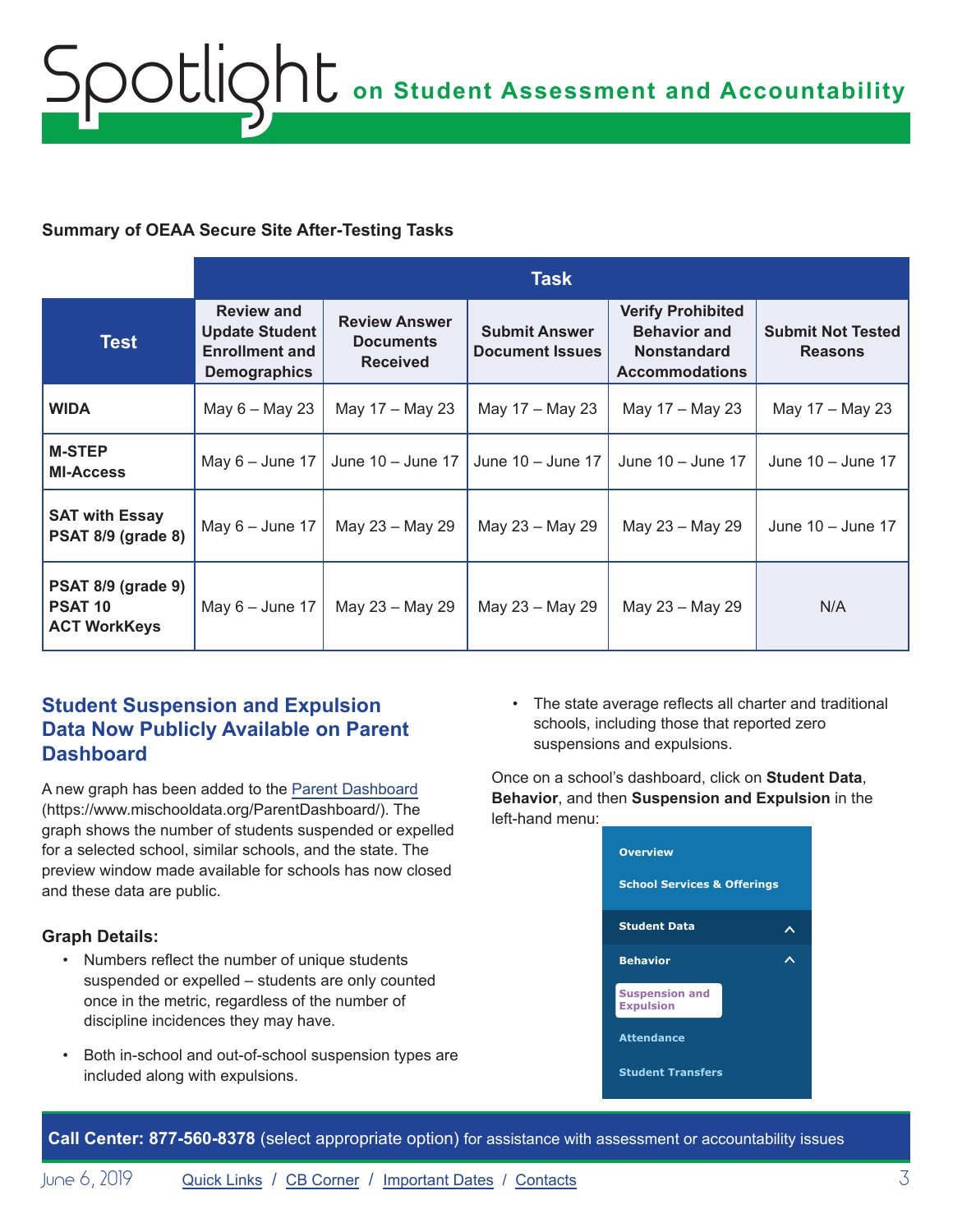**Summary of OEAA Secure Site After-Testing Tasks**

| Test | Task | | | | |
|---|---|---|---|---|---|
| | Review and Update Student Enrollment and Demographics | Review Answer Documents Received | Submit Answer Document Issues | Verify Prohibited Behavior and Nonstandard Accommodations | Submit Not Tested Reasons |
| **WIDA** | May 6 – May 23 | May 17 – May 23 | May 17 – May 23 | May 17 – May 23 | May 17 – May 23 |
| **M-STEP MI-Access** | May 6 – June 17 | June 10 – June 17 | June 10 – June 17 | June 10 – June 17 | June 10 – June 17 |
| **SAT with Essay PSAT 8/9 (grade 8)** | May 6 – June 17 | May 23 – May 29 | May 23 – May 29 | May 23 – May 29 | June 10 – June 17 |
| **PSAT 8/9 (grade 9) PSAT 10 ACT WorkKeys** | May 6 – June 17 | May 23 – May 29 | May 23 – May 29 | May 23 – May 29 | N/A |

## Student Suspension and Expulsion Data Now Publicly Available on Parent Dashboard

A new graph has been added to the Parent Dashboard (https://www.mischooldata.org/ParentDashboard/). The graph shows the number of students suspended or expelled for a selected school, similar schools, and the state. The preview window made available for schools has now closed and these data are public.

**Graph Details:**

- Numbers reflect the number of unique students suspended or expelled – students are only counted once in the metric, regardless of the number of discipline incidences they may have.
- Both in-school and out-of-school suspension types are included along with expulsions.
- The state average reflects all charter and traditional schools, including those that reported zero suspensions and expulsions.

Once on a school's dashboard, click on **Student Data**, **Behavior**, and then **Suspension and Expulsion** in the left-hand menu:

- Overview
- School Services & Offerings
- Student Data
- Behavior
- Suspension and Expulsion
- Attendance
- Student Transfers

**Call Center: 877-560-8378** (select appropriate option) for assistance with assessment or accountability issues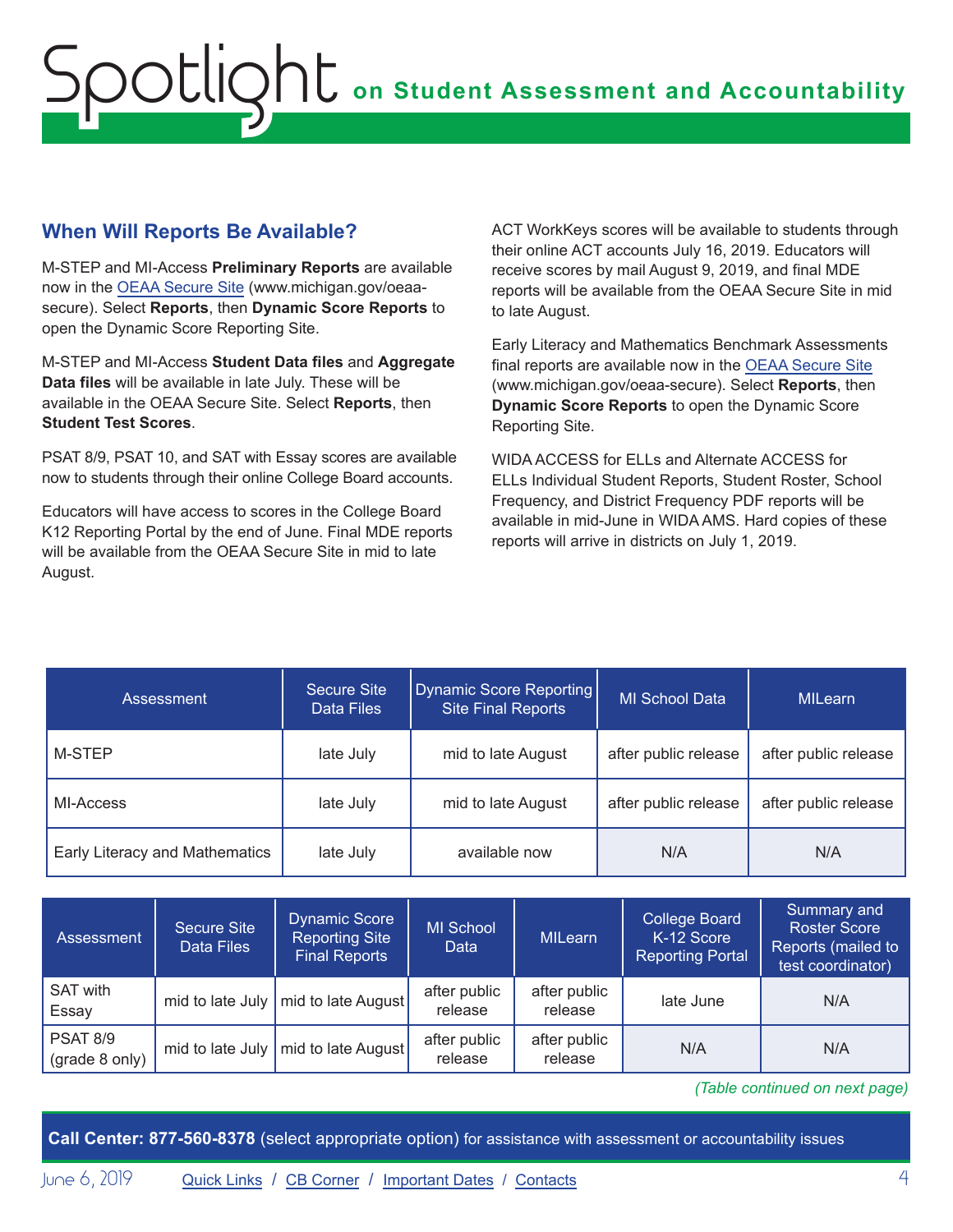## When Will Reports Be Available?

M-STEP and MI-Access **Preliminary Reports** are available now in the [OEAA Secure Site](www.michigan.gov/oeaa-secure) (www.michigan.gov/oeaa-secure). Select **Reports**, then **Dynamic Score Reports** to open the Dynamic Score Reporting Site.

M-STEP and MI-Access **Student Data files** and **Aggregate Data files** will be available in late July. These will be available in the OEAA Secure Site. Select **Reports**, then **Student Test Scores**.

PSAT 8/9, PSAT 10, and SAT with Essay scores are available now to students through their online College Board accounts.

Educators will have access to scores in the College Board K12 Reporting Portal by the end of June. Final MDE reports will be available from the OEAA Secure Site in mid to late August.

ACT WorkKeys scores will be available to students through their online ACT accounts July 16, 2019. Educators will receive scores by mail August 9, 2019, and final MDE reports will be available from the OEAA Secure Site in mid to late August.

Early Literacy and Mathematics Benchmark Assessments final reports are available now in the [OEAA Secure Site](www.michigan.gov/oeaa-secure) (www.michigan.gov/oeaa-secure). Select **Reports**, then **Dynamic Score Reports** to open the Dynamic Score Reporting Site.

WIDA ACCESS for ELLs and Alternate ACCESS for ELLs Individual Student Reports, Student Roster, School Frequency, and District Frequency PDF reports will be available in mid-June in WIDA AMS. Hard copies of these reports will arrive in districts on July 1, 2019.

| Assessment | Secure Site Data Files | Dynamic Score Reporting Site Final Reports | MI School Data | MILearn |
|---|---|---|---|---|
| M-STEP | late July | mid to late August | after public release | after public release |
| MI-Access | late July | mid to late August | after public release | after public release |
| Early Literacy and Mathematics | late July | available now | N/A | N/A |

| Assessment | Secure Site Data Files | Dynamic Score Reporting Site Final Reports | MI School Data | MILearn | College Board K-12 Score Reporting Portal | Summary and Roster Score Reports (mailed to test coordinator) |
|---|---|---|---|---|---|---|
| SAT with Essay | mid to late July | mid to late August | after public release | after public release | late June | N/A |
| PSAT 8/9 (grade 8 only) | mid to late July | mid to late August | after public release | after public release | N/A | N/A |

*(Table continued on next page)*

**Call Center: 877-560-8378** (select appropriate option) for assistance with assessment or accountability issues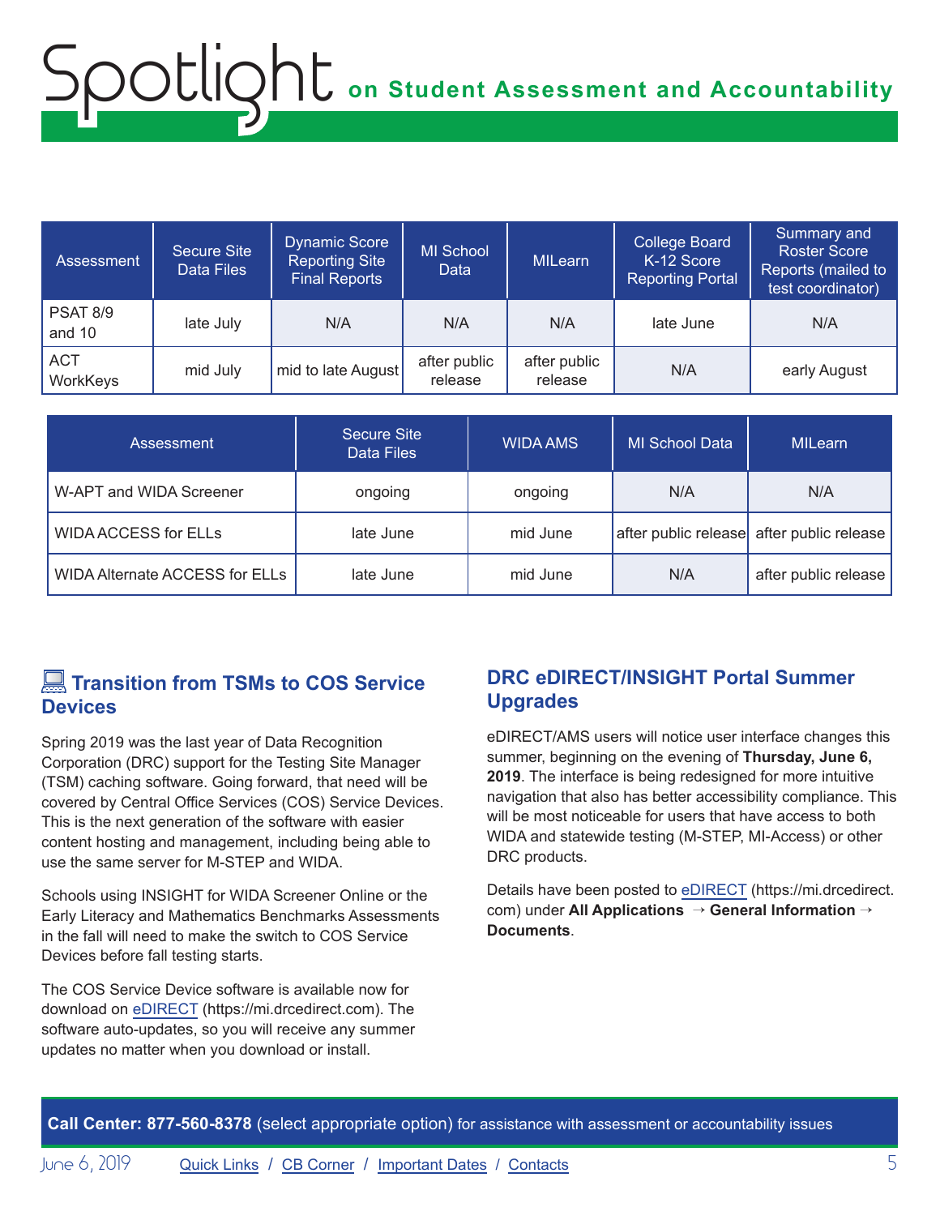| Assessment | Secure Site Data Files | Dynamic Score Reporting Site Final Reports | MI School Data | MILearn | College Board K-12 Score Reporting Portal | Summary and Roster Score Reports (mailed to test coordinator) |
|---|---|---|---|---|---|---|
| PSAT 8/9 and 10 | late July | N/A | N/A | N/A | late June | N/A |
| ACT WorkKeys | mid July | mid to late August | after public release | after public release | N/A | early August |

| Assessment | Secure Site Data Files | WIDA AMS | MI School Data | MILearn |
|---|---|---|---|---|
| W-APT and WIDA Screener | ongoing | ongoing | N/A | N/A |
| WIDA ACCESS for ELLs | late June | mid June | after public release | after public release |
| WIDA Alternate ACCESS for ELLs | late June | mid June | N/A | after public release |

## Transition from TSMs to COS Service Devices

Spring 2019 was the last year of Data Recognition Corporation (DRC) support for the Testing Site Manager (TSM) caching software. Going forward, that need will be covered by Central Office Services (COS) Service Devices. This is the next generation of the software with easier content hosting and management, including being able to use the same server for M-STEP and WIDA.

Schools using INSIGHT for WIDA Screener Online or the Early Literacy and Mathematics Benchmarks Assessments in the fall will need to make the switch to COS Service Devices before fall testing starts.

The COS Service Device software is available now for download on eDIRECT (https://mi.drcedirect.com). The software auto-updates, so you will receive any summer updates no matter when you download or install.

## DRC eDIRECT/INSIGHT Portal Summer Upgrades

eDIRECT/AMS users will notice user interface changes this summer, beginning on the evening of **Thursday, June 6, 2019**. The interface is being redesigned for more intuitive navigation that also has better accessibility compliance. This will be most noticeable for users that have access to both WIDA and statewide testing (M-STEP, MI-Access) or other DRC products.

Details have been posted to eDIRECT (https://mi.drcedirect.com) under **All Applications → General Information → Documents**.

**Call Center: 877-560-8378** (select appropriate option) for assistance with assessment or accountability issues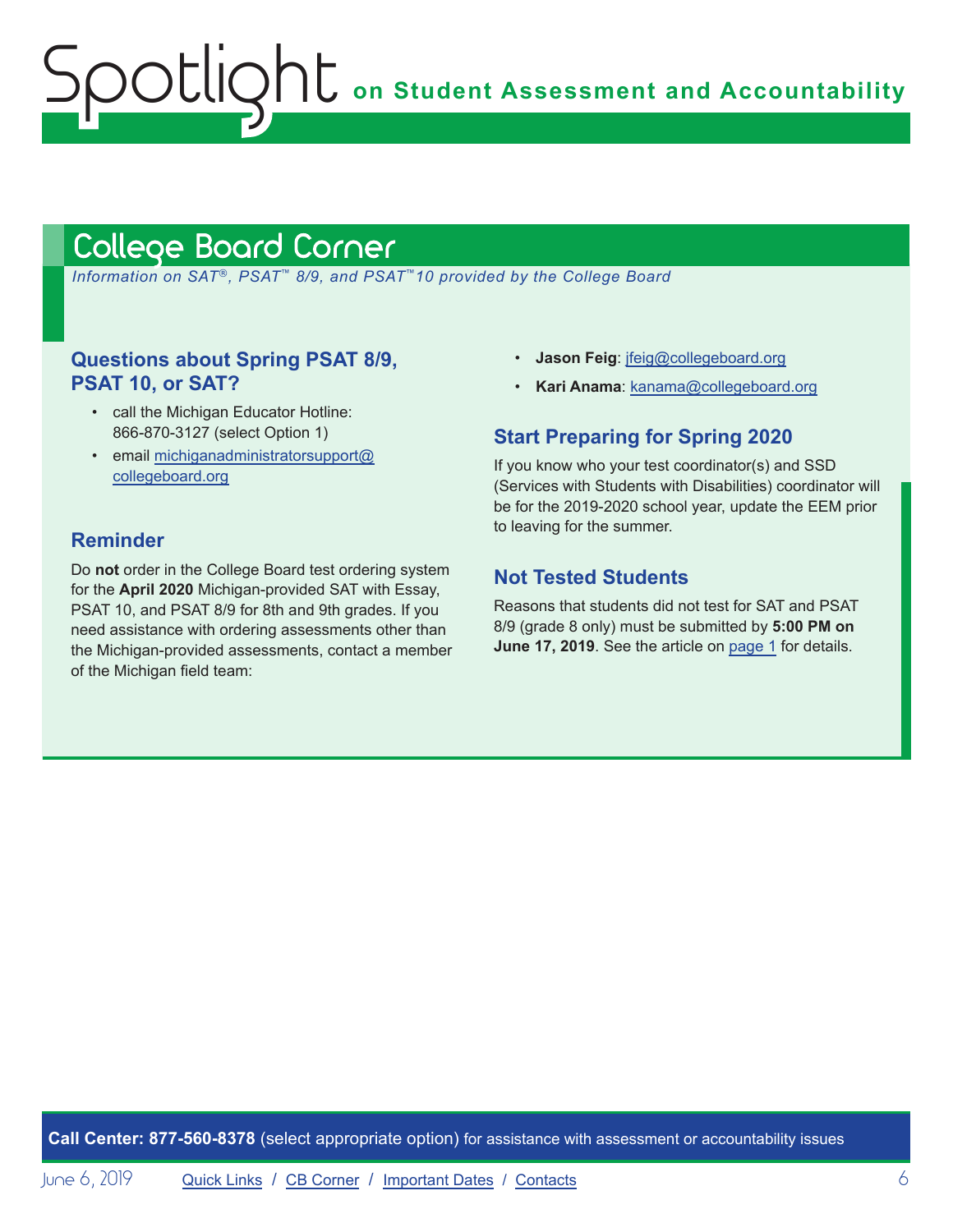## College Board Corner

*Information on SAT®, PSAT™ 8/9, and PSAT™10 provided by the College Board*

### Questions about Spring PSAT 8/9, PSAT 10, or SAT?

- call the Michigan Educator Hotline: 866-870-3127 (select Option 1)
- email michiganadministratorsupport@collegeboard.org

### Reminder

Do **not** order in the College Board test ordering system for the **April 2020** Michigan-provided SAT with Essay, PSAT 10, and PSAT 8/9 for 8th and 9th grades. If you need assistance with ordering assessments other than the Michigan-provided assessments, contact a member of the Michigan field team:

- **Jason Feig**: jfeig@collegeboard.org
- **Kari Anama**: kanama@collegeboard.org

### Start Preparing for Spring 2020

If you know who your test coordinator(s) and SSD (Services with Students with Disabilities) coordinator will be for the 2019-2020 school year, update the EEM prior to leaving for the summer.

### Not Tested Students

Reasons that students did not test for SAT and PSAT 8/9 (grade 8 only) must be submitted by **5:00 PM on June 17, 2019**. See the article on page 1 for details.

**Call Center: 877-560-8378** (select appropriate option) for assistance with assessment or accountability issues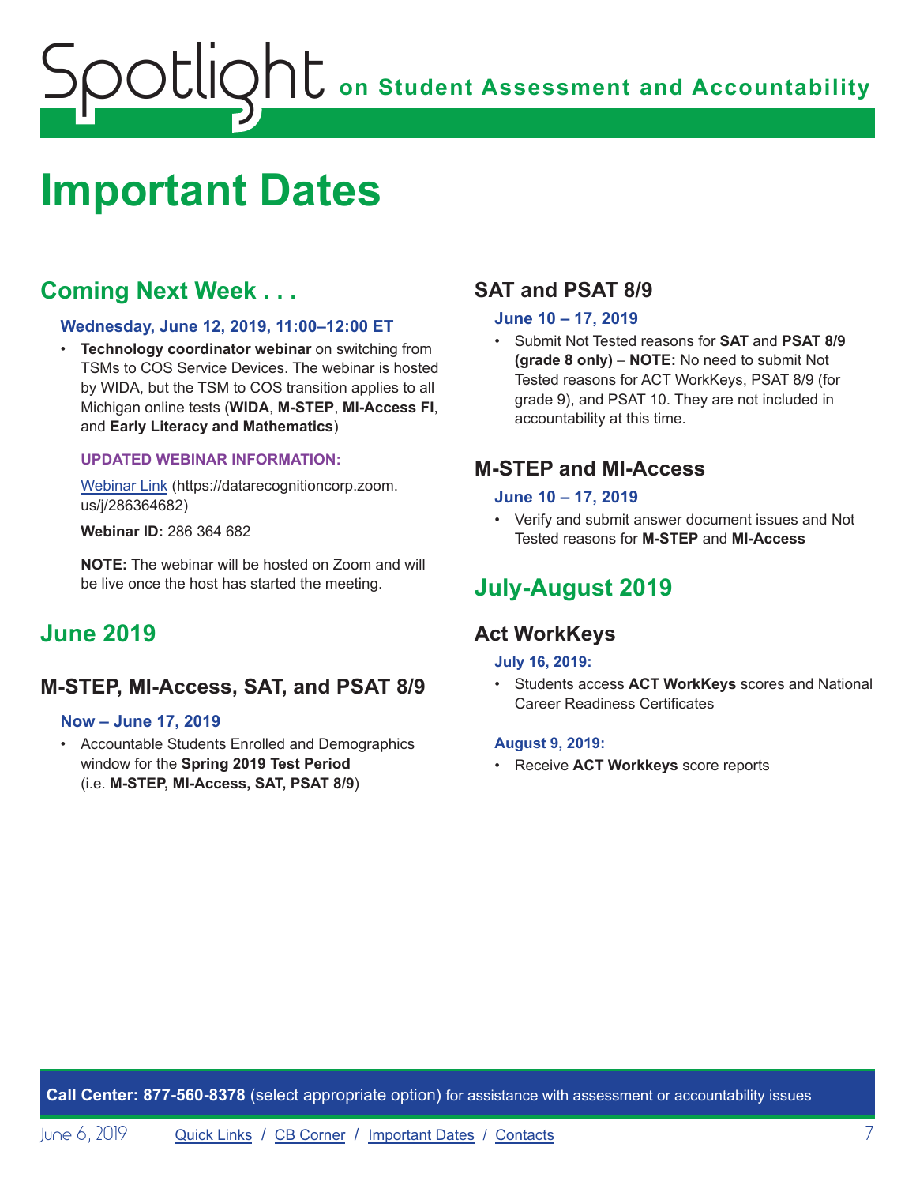# Important Dates

## Coming Next Week . . .

#### Wednesday, June 12, 2019, 11:00–12:00 ET

- **Technology coordinator webinar** on switching from TSMs to COS Service Devices. The webinar is hosted by WIDA, but the TSM to COS transition applies to all Michigan online tests (**WIDA**, **M-STEP**, **MI-Access FI**, and **Early Literacy and Mathematics**)

**UPDATED WEBINAR INFORMATION:**

Webinar Link (https://datarecognitioncorp.zoom.us/j/286364682)

**Webinar ID:** 286 364 682

**NOTE:** The webinar will be hosted on Zoom and will be live once the host has started the meeting.

## June 2019

### M-STEP, MI-Access, SAT, and PSAT 8/9

#### Now – June 17, 2019

- Accountable Students Enrolled and Demographics window for the **Spring 2019 Test Period** (i.e. **M-STEP, MI-Access, SAT, PSAT 8/9**)

### SAT and PSAT 8/9

#### June 10 – 17, 2019

- Submit Not Tested reasons for **SAT** and **PSAT 8/9 (grade 8 only)** – **NOTE:** No need to submit Not Tested reasons for ACT WorkKeys, PSAT 8/9 (for grade 9), and PSAT 10. They are not included in accountability at this time.

### M-STEP and MI-Access

#### June 10 – 17, 2019

- Verify and submit answer document issues and Not Tested reasons for **M-STEP** and **MI-Access**

## July-August 2019

### Act WorkKeys

#### July 16, 2019:

- Students access **ACT WorkKeys** scores and National Career Readiness Certificates

#### August 9, 2019:

- Receive **ACT Workkeys** score reports

**Call Center: 877-560-8378** (select appropriate option) for assistance with assessment or accountability issues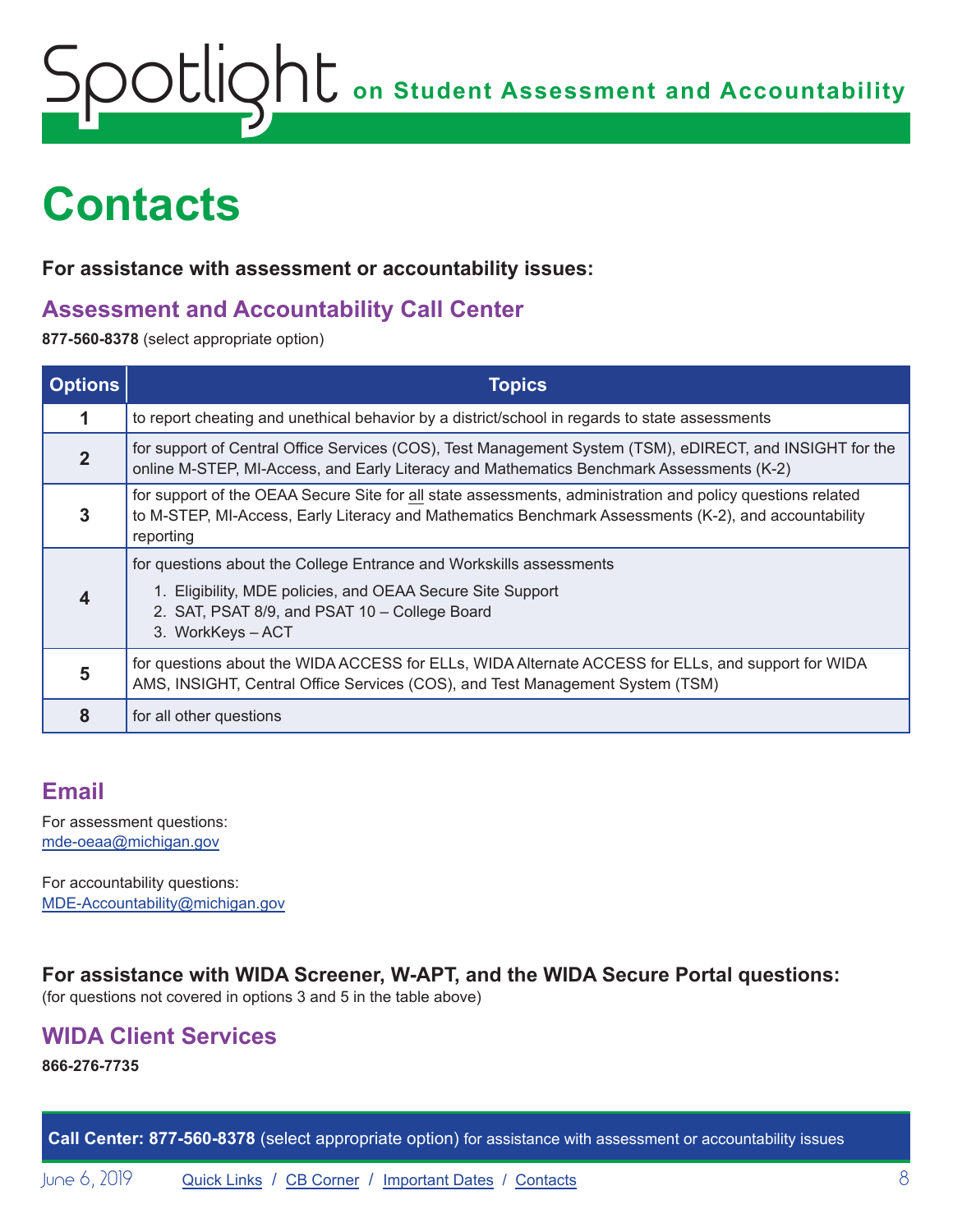# Contacts

**For assistance with assessment or accountability issues:**

## Assessment and Accountability Call Center

**877-560-8378** (select appropriate option)

| Options | Topics |
|---|---|
| **1** | to report cheating and unethical behavior by a district/school in regards to state assessments |
| **2** | for support of Central Office Services (COS), Test Management System (TSM), eDIRECT, and INSIGHT for the online M-STEP, MI-Access, and Early Literacy and Mathematics Benchmark Assessments (K-2) |
| **3** | for support of the OEAA Secure Site for all state assessments, administration and policy questions related to M-STEP, MI-Access, Early Literacy and Mathematics Benchmark Assessments (K-2), and accountability reporting |
| **4** | for questions about the College Entrance and Workskills assessments<br>1. Eligibility, MDE policies, and OEAA Secure Site Support<br>2. SAT, PSAT 8/9, and PSAT 10 – College Board<br>3. WorkKeys – ACT |
| **5** | for questions about the WIDA ACCESS for ELLs, WIDA Alternate ACCESS for ELLs, and support for WIDA AMS, INSIGHT, Central Office Services (COS), and Test Management System (TSM) |
| **8** | for all other questions |

## Email

For assessment questions:
mde-oeaa@michigan.gov

For accountability questions:
MDE-Accountability@michigan.gov

**For assistance with WIDA Screener, W-APT, and the WIDA Secure Portal questions:**
(for questions not covered in options 3 and 5 in the table above)

## WIDA Client Services

**866-276-7735**

**Call Center: 877-560-8378** (select appropriate option) for assistance with assessment or accountability issues